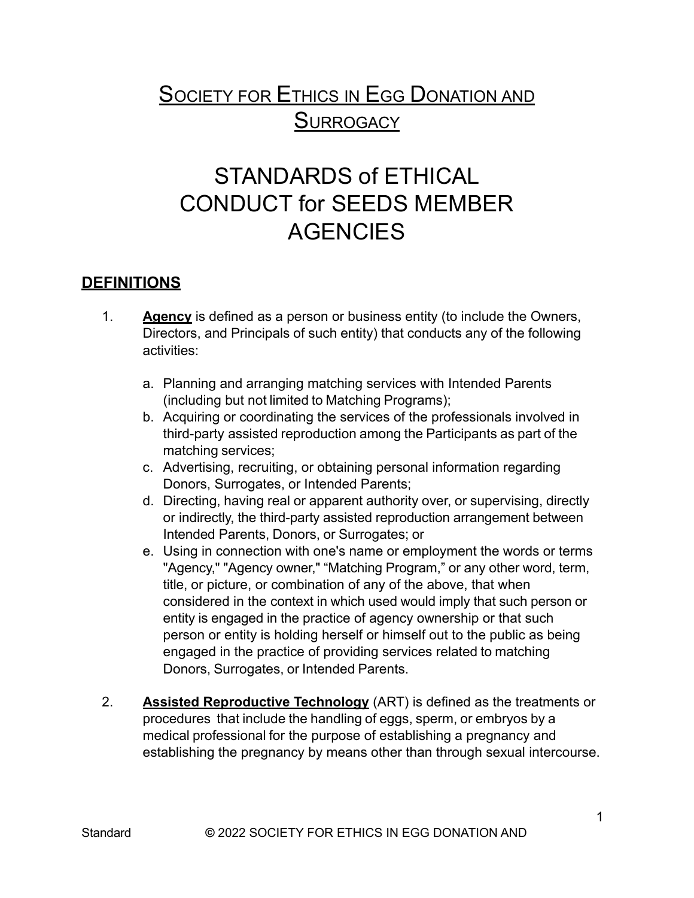# SOCIETY FOR ETHICS IN EGG DONATION AND SURROGACY

# STANDARDS of ETHICAL CONDUCT for SEEDS MEMBER AGENCIES

## DEFINITIONS

1. **Agency** is defined as a person or business entity (to include the Owners, Directors, and Principals of such entity) that conducts any of the following activities:

   a. Planning and arranging matching services with Intended Parents (including but not limited to Matching Programs);
   b. Acquiring or coordinating the services of the professionals involved in third-party assisted reproduction among the Participants as part of the matching services;
   c. Advertising, recruiting, or obtaining personal information regarding Donors, Surrogates, or Intended Parents;
   d. Directing, having real or apparent authority over, or supervising, directly or indirectly, the third-party assisted reproduction arrangement between Intended Parents, Donors, or Surrogates; or
   e. Using in connection with one's name or employment the words or terms "Agency," "Agency owner," "Matching Program," or any other word, term, title, or picture, or combination of any of the above, that when considered in the context in which used would imply that such person or entity is engaged in the practice of agency ownership or that such person or entity is holding herself or himself out to the public as being engaged in the practice of providing services related to matching Donors, Surrogates, or Intended Parents.

2. **Assisted Reproductive Technology** (ART) is defined as the treatments or procedures that include the handling of eggs, sperm, or embryos by a medical professional for the purpose of establishing a pregnancy and establishing the pregnancy by means other than through sexual intercourse.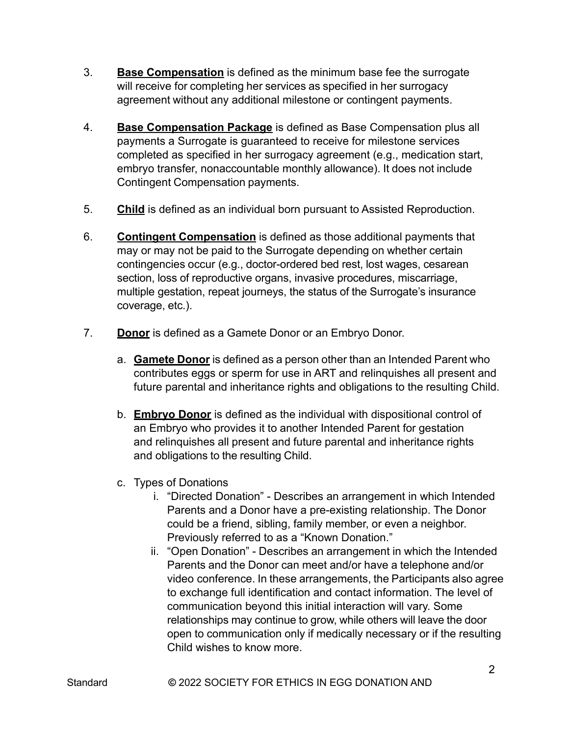3. **Base Compensation** is defined as the minimum base fee the surrogate will receive for completing her services as specified in her surrogacy agreement without any additional milestone or contingent payments.

4. **Base Compensation Package** is defined as Base Compensation plus all payments a Surrogate is guaranteed to receive for milestone services completed as specified in her surrogacy agreement (e.g., medication start, embryo transfer, nonaccountable monthly allowance). It does not include Contingent Compensation payments.

5. **Child** is defined as an individual born pursuant to Assisted Reproduction.

6. **Contingent Compensation** is defined as those additional payments that may or may not be paid to the Surrogate depending on whether certain contingencies occur (e.g., doctor-ordered bed rest, lost wages, cesarean section, loss of reproductive organs, invasive procedures, miscarriage, multiple gestation, repeat journeys, the status of the Surrogate's insurance coverage, etc.).

7. **Donor** is defined as a Gamete Donor or an Embryo Donor.

   a. **Gamete Donor** is defined as a person other than an Intended Parent who contributes eggs or sperm for use in ART and relinquishes all present and future parental and inheritance rights and obligations to the resulting Child.

   b. **Embryo Donor** is defined as the individual with dispositional control of an Embryo who provides it to another Intended Parent for gestation and relinquishes all present and future parental and inheritance rights and obligations to the resulting Child.

   c. Types of Donations

      i. "Directed Donation" - Describes an arrangement in which Intended Parents and a Donor have a pre-existing relationship. The Donor could be a friend, sibling, family member, or even a neighbor. Previously referred to as a "Known Donation."

      ii. "Open Donation" - Describes an arrangement in which the Intended Parents and the Donor can meet and/or have a telephone and/or video conference. In these arrangements, the Participants also agree to exchange full identification and contact information. The level of communication beyond this initial interaction will vary. Some relationships may continue to grow, while others will leave the door open to communication only if medically necessary or if the resulting Child wishes to know more.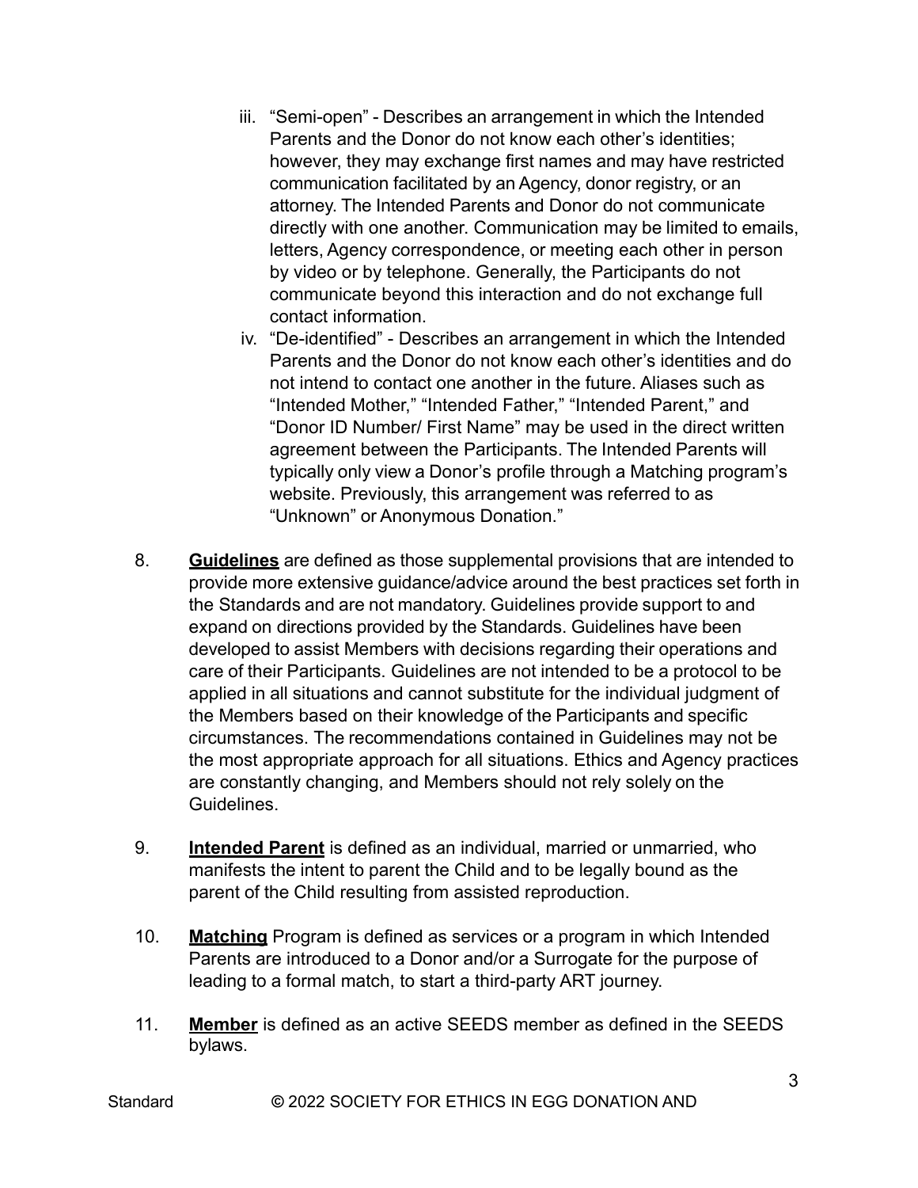iii. "Semi-open" - Describes an arrangement in which the Intended Parents and the Donor do not know each other's identities; however, they may exchange first names and may have restricted communication facilitated by an Agency, donor registry, or an attorney. The Intended Parents and Donor do not communicate directly with one another. Communication may be limited to emails, letters, Agency correspondence, or meeting each other in person by video or by telephone. Generally, the Participants do not communicate beyond this interaction and do not exchange full contact information.
   iv. "De-identified" - Describes an arrangement in which the Intended Parents and the Donor do not know each other's identities and do not intend to contact one another in the future. Aliases such as "Intended Mother," "Intended Father," "Intended Parent," and "Donor ID Number/ First Name" may be used in the direct written agreement between the Participants. The Intended Parents will typically only view a Donor's profile through a Matching program's website. Previously, this arrangement was referred to as "Unknown" or Anonymous Donation."

8. **Guidelines** are defined as those supplemental provisions that are intended to provide more extensive guidance/advice around the best practices set forth in the Standards and are not mandatory. Guidelines provide support to and expand on directions provided by the Standards. Guidelines have been developed to assist Members with decisions regarding their operations and care of their Participants. Guidelines are not intended to be a protocol to be applied in all situations and cannot substitute for the individual judgment of the Members based on their knowledge of the Participants and specific circumstances. The recommendations contained in Guidelines may not be the most appropriate approach for all situations. Ethics and Agency practices are constantly changing, and Members should not rely solely on the Guidelines.

9. **Intended Parent** is defined as an individual, married or unmarried, who manifests the intent to parent the Child and to be legally bound as the parent of the Child resulting from assisted reproduction.

10. **Matching** Program is defined as services or a program in which Intended Parents are introduced to a Donor and/or a Surrogate for the purpose of leading to a formal match, to start a third-party ART journey.

11. **Member** is defined as an active SEEDS member as defined in the SEEDS bylaws.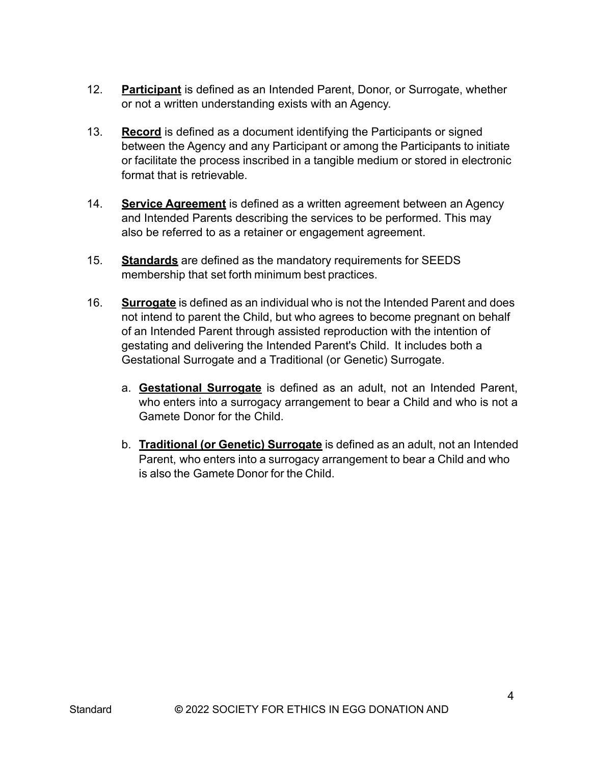12. **<u>Participant</u>** is defined as an Intended Parent, Donor, or Surrogate, whether or not a written understanding exists with an Agency.

13. **<u>Record</u>** is defined as a document identifying the Participants or signed between the Agency and any Participant or among the Participants to initiate or facilitate the process inscribed in a tangible medium or stored in electronic format that is retrievable.

14. **<u>Service Agreement</u>** is defined as a written agreement between an Agency and Intended Parents describing the services to be performed. This may also be referred to as a retainer or engagement agreement.

15. **<u>Standards</u>** are defined as the mandatory requirements for SEEDS membership that set forth minimum best practices.

16. **<u>Surrogate</u>** is defined as an individual who is not the Intended Parent and does not intend to parent the Child, but who agrees to become pregnant on behalf of an Intended Parent through assisted reproduction with the intention of gestating and delivering the Intended Parent's Child. It includes both a Gestational Surrogate and a Traditional (or Genetic) Surrogate.

    a. **<u>Gestational Surrogate</u>** is defined as an adult, not an Intended Parent, who enters into a surrogacy arrangement to bear a Child and who is not a Gamete Donor for the Child.

    b. **<u>Traditional (or Genetic) Surrogate</u>** is defined as an adult, not an Intended Parent, who enters into a surrogacy arrangement to bear a Child and who is also the Gamete Donor for the Child.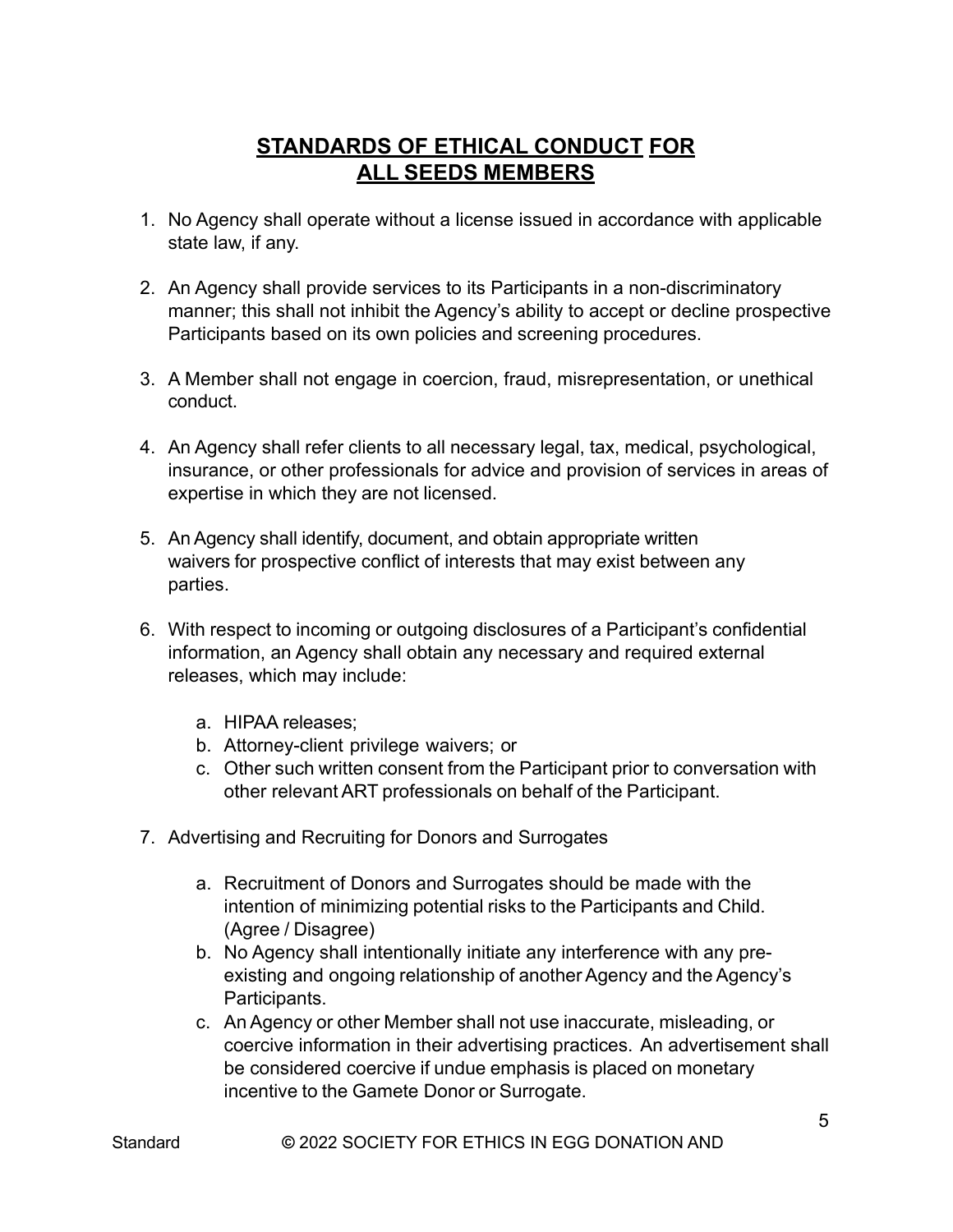# STANDARDS OF ETHICAL CONDUCT FOR ALL SEEDS MEMBERS

1. No Agency shall operate without a license issued in accordance with applicable state law, if any.

2. An Agency shall provide services to its Participants in a non-discriminatory manner; this shall not inhibit the Agency's ability to accept or decline prospective Participants based on its own policies and screening procedures.

3. A Member shall not engage in coercion, fraud, misrepresentation, or unethical conduct.

4. An Agency shall refer clients to all necessary legal, tax, medical, psychological, insurance, or other professionals for advice and provision of services in areas of expertise in which they are not licensed.

5. An Agency shall identify, document, and obtain appropriate written waivers for prospective conflict of interests that may exist between any parties.

6. With respect to incoming or outgoing disclosures of a Participant's confidential information, an Agency shall obtain any necessary and required external releases, which may include:

   a. HIPAA releases;
   b. Attorney-client privilege waivers; or
   c. Other such written consent from the Participant prior to conversation with other relevant ART professionals on behalf of the Participant.

7. Advertising and Recruiting for Donors and Surrogates

   a. Recruitment of Donors and Surrogates should be made with the intention of minimizing potential risks to the Participants and Child. (Agree / Disagree)
   b. No Agency shall intentionally initiate any interference with any pre-existing and ongoing relationship of another Agency and the Agency's Participants.
   c. An Agency or other Member shall not use inaccurate, misleading, or coercive information in their advertising practices. An advertisement shall be considered coercive if undue emphasis is placed on monetary incentive to the Gamete Donor or Surrogate.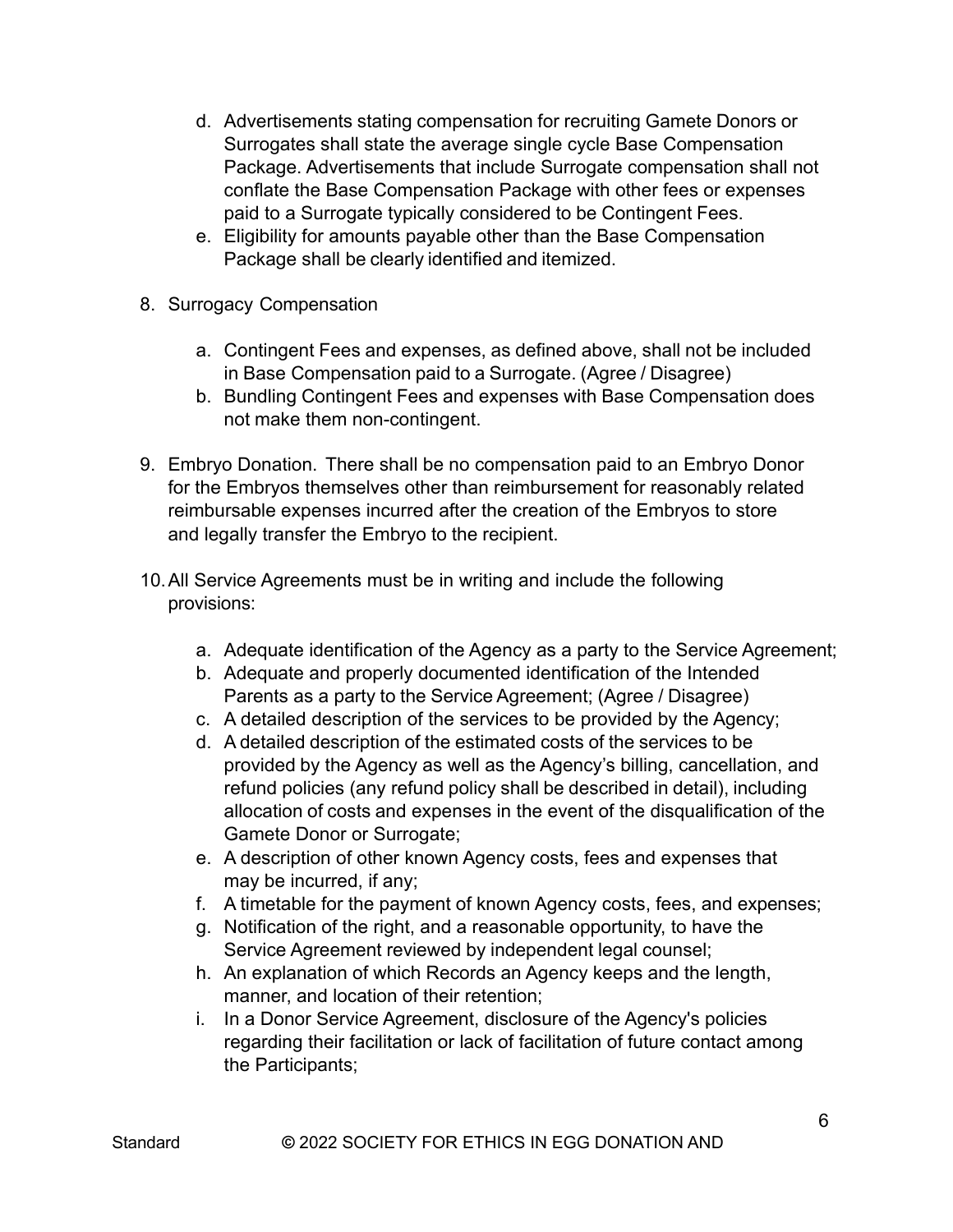d. Advertisements stating compensation for recruiting Gamete Donors or Surrogates shall state the average single cycle Base Compensation Package. Advertisements that include Surrogate compensation shall not conflate the Base Compensation Package with other fees or expenses paid to a Surrogate typically considered to be Contingent Fees.
e. Eligibility for amounts payable other than the Base Compensation Package shall be clearly identified and itemized.

8. Surrogacy Compensation

    a. Contingent Fees and expenses, as defined above, shall not be included in Base Compensation paid to a Surrogate. (Agree / Disagree)
    b. Bundling Contingent Fees and expenses with Base Compensation does not make them non-contingent.

9. Embryo Donation. There shall be no compensation paid to an Embryo Donor for the Embryos themselves other than reimbursement for reasonably related reimbursable expenses incurred after the creation of the Embryos to store and legally transfer the Embryo to the recipient.

10. All Service Agreements must be in writing and include the following provisions:

    a. Adequate identification of the Agency as a party to the Service Agreement;
    b. Adequate and properly documented identification of the Intended Parents as a party to the Service Agreement; (Agree / Disagree)
    c. A detailed description of the services to be provided by the Agency;
    d. A detailed description of the estimated costs of the services to be provided by the Agency as well as the Agency's billing, cancellation, and refund policies (any refund policy shall be described in detail), including allocation of costs and expenses in the event of the disqualification of the Gamete Donor or Surrogate;
    e. A description of other known Agency costs, fees and expenses that may be incurred, if any;
    f. A timetable for the payment of known Agency costs, fees, and expenses;
    g. Notification of the right, and a reasonable opportunity, to have the Service Agreement reviewed by independent legal counsel;
    h. An explanation of which Records an Agency keeps and the length, manner, and location of their retention;
    i. In a Donor Service Agreement, disclosure of the Agency's policies regarding their facilitation or lack of facilitation of future contact among the Participants;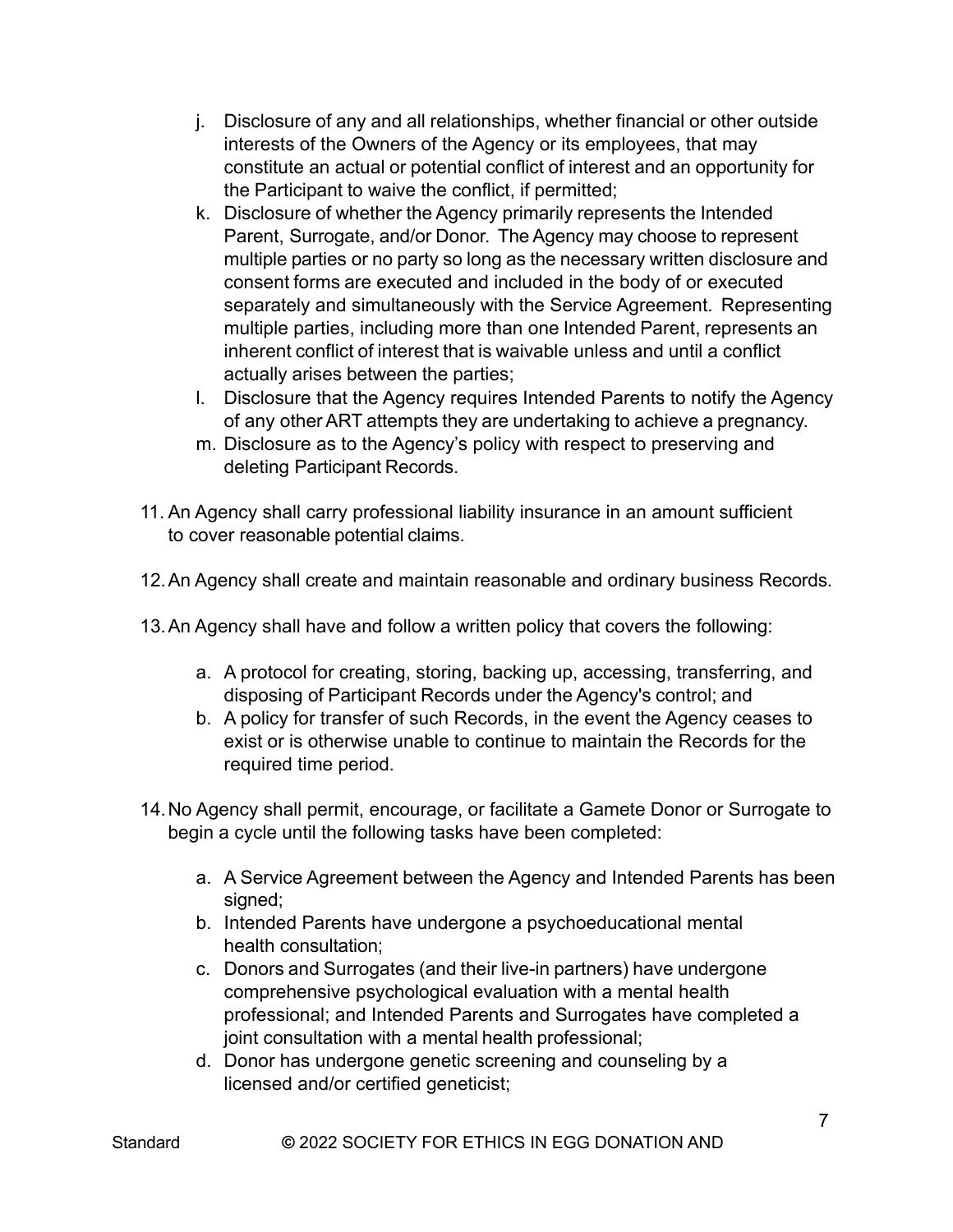j. Disclosure of any and all relationships, whether financial or other outside interests of the Owners of the Agency or its employees, that may constitute an actual or potential conflict of interest and an opportunity for the Participant to waive the conflict, if permitted;
k. Disclosure of whether the Agency primarily represents the Intended Parent, Surrogate, and/or Donor. The Agency may choose to represent multiple parties or no party so long as the necessary written disclosure and consent forms are executed and included in the body of or executed separately and simultaneously with the Service Agreement. Representing multiple parties, including more than one Intended Parent, represents an inherent conflict of interest that is waivable unless and until a conflict actually arises between the parties;
l. Disclosure that the Agency requires Intended Parents to notify the Agency of any other ART attempts they are undertaking to achieve a pregnancy.
m. Disclosure as to the Agency's policy with respect to preserving and deleting Participant Records.

11. An Agency shall carry professional liability insurance in an amount sufficient to cover reasonable potential claims.

12. An Agency shall create and maintain reasonable and ordinary business Records.

13. An Agency shall have and follow a written policy that covers the following:

    a. A protocol for creating, storing, backing up, accessing, transferring, and disposing of Participant Records under the Agency's control; and
    b. A policy for transfer of such Records, in the event the Agency ceases to exist or is otherwise unable to continue to maintain the Records for the required time period.

14. No Agency shall permit, encourage, or facilitate a Gamete Donor or Surrogate to begin a cycle until the following tasks have been completed:

    a. A Service Agreement between the Agency and Intended Parents has been signed;
    b. Intended Parents have undergone a psychoeducational mental health consultation;
    c. Donors and Surrogates (and their live-in partners) have undergone comprehensive psychological evaluation with a mental health professional; and Intended Parents and Surrogates have completed a joint consultation with a mental health professional;
    d. Donor has undergone genetic screening and counseling by a licensed and/or certified geneticist;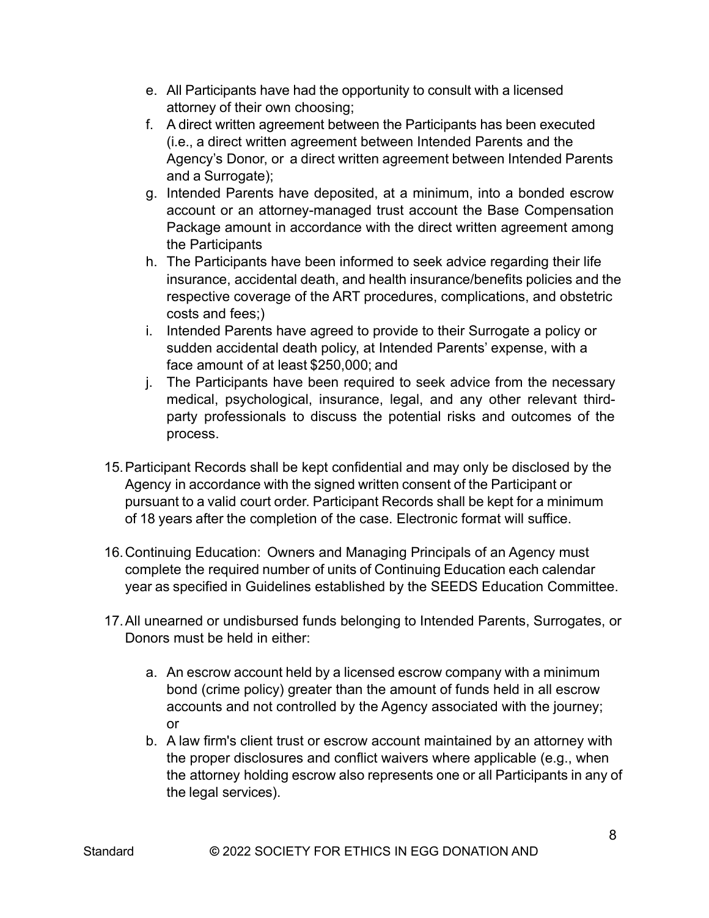e. All Participants have had the opportunity to consult with a licensed attorney of their own choosing;
f. A direct written agreement between the Participants has been executed (i.e., a direct written agreement between Intended Parents and the Agency's Donor, or a direct written agreement between Intended Parents and a Surrogate);
g. Intended Parents have deposited, at a minimum, into a bonded escrow account or an attorney-managed trust account the Base Compensation Package amount in accordance with the direct written agreement among the Participants
h. The Participants have been informed to seek advice regarding their life insurance, accidental death, and health insurance/benefits policies and the respective coverage of the ART procedures, complications, and obstetric costs and fees;)
i. Intended Parents have agreed to provide to their Surrogate a policy or sudden accidental death policy, at Intended Parents' expense, with a face amount of at least $250,000; and
j. The Participants have been required to seek advice from the necessary medical, psychological, insurance, legal, and any other relevant third-party professionals to discuss the potential risks and outcomes of the process.

15. Participant Records shall be kept confidential and may only be disclosed by the Agency in accordance with the signed written consent of the Participant or pursuant to a valid court order. Participant Records shall be kept for a minimum of 18 years after the completion of the case. Electronic format will suffice.

16. Continuing Education: Owners and Managing Principals of an Agency must complete the required number of units of Continuing Education each calendar year as specified in Guidelines established by the SEEDS Education Committee.

17. All unearned or undisbursed funds belonging to Intended Parents, Surrogates, or Donors must be held in either:

    a. An escrow account held by a licensed escrow company with a minimum bond (crime policy) greater than the amount of funds held in all escrow accounts and not controlled by the Agency associated with the journey; or
    b. A law firm's client trust or escrow account maintained by an attorney with the proper disclosures and conflict waivers where applicable (e.g., when the attorney holding escrow also represents one or all Participants in any of the legal services).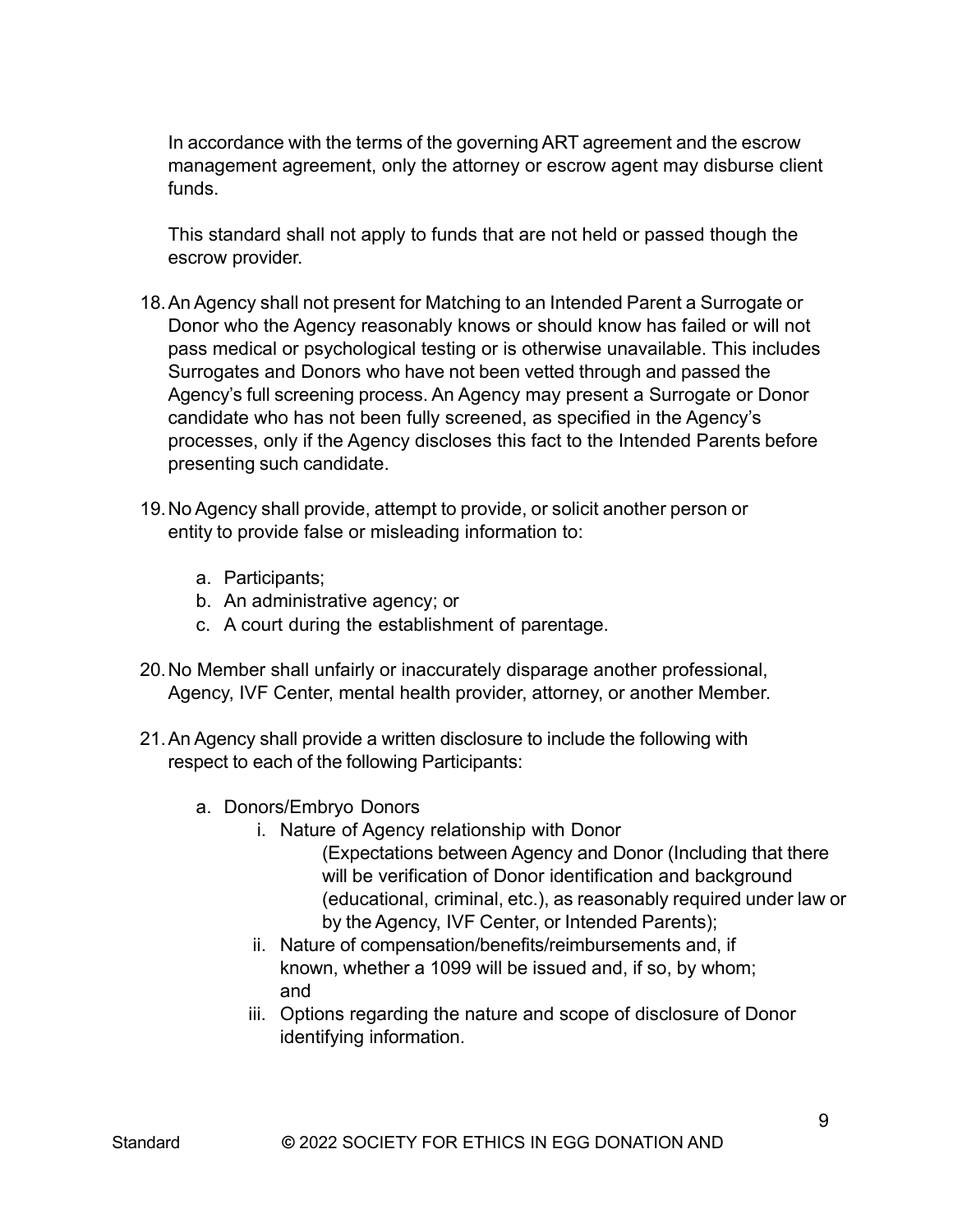In accordance with the terms of the governing ART agreement and the escrow management agreement, only the attorney or escrow agent may disburse client funds.

This standard shall not apply to funds that are not held or passed though the escrow provider.

18. An Agency shall not present for Matching to an Intended Parent a Surrogate or Donor who the Agency reasonably knows or should know has failed or will not pass medical or psychological testing or is otherwise unavailable. This includes Surrogates and Donors who have not been vetted through and passed the Agency's full screening process. An Agency may present a Surrogate or Donor candidate who has not been fully screened, as specified in the Agency's processes, only if the Agency discloses this fact to the Intended Parents before presenting such candidate.

19. No Agency shall provide, attempt to provide, or solicit another person or entity to provide false or misleading information to:

    a. Participants;
    b. An administrative agency; or
    c. A court during the establishment of parentage.

20. No Member shall unfairly or inaccurately disparage another professional, Agency, IVF Center, mental health provider, attorney, or another Member.

21. An Agency shall provide a written disclosure to include the following with respect to each of the following Participants:

    a. Donors/Embryo Donors
        i. Nature of Agency relationship with Donor (Expectations between Agency and Donor (Including that there will be verification of Donor identification and background (educational, criminal, etc.), as reasonably required under law or by the Agency, IVF Center, or Intended Parents);
        ii. Nature of compensation/benefits/reimbursements and, if known, whether a 1099 will be issued and, if so, by whom; and
        iii. Options regarding the nature and scope of disclosure of Donor identifying information.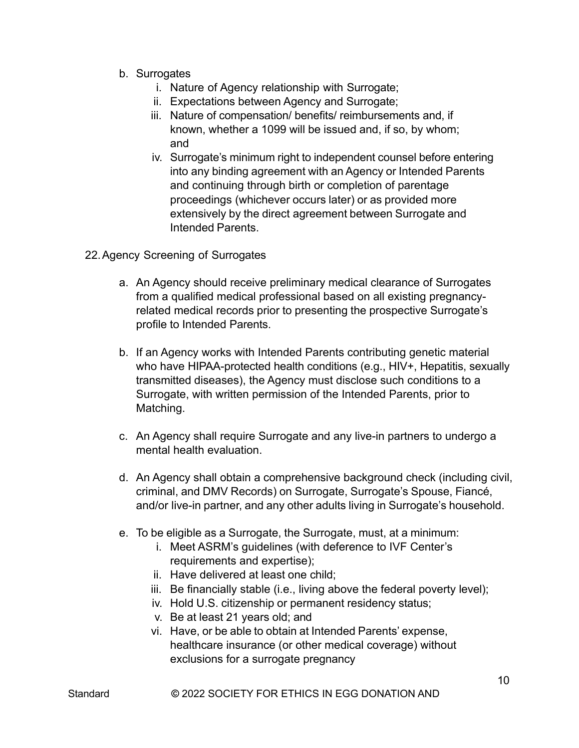b. Surrogates
   i. Nature of Agency relationship with Surrogate;
   ii. Expectations between Agency and Surrogate;
   iii. Nature of compensation/ benefits/ reimbursements and, if known, whether a 1099 will be issued and, if so, by whom; and
   iv. Surrogate's minimum right to independent counsel before entering into any binding agreement with an Agency or Intended Parents and continuing through birth or completion of parentage proceedings (whichever occurs later) or as provided more extensively by the direct agreement between Surrogate and Intended Parents.

22. Agency Screening of Surrogates

   a. An Agency should receive preliminary medical clearance of Surrogates from a qualified medical professional based on all existing pregnancy-related medical records prior to presenting the prospective Surrogate's profile to Intended Parents.

   b. If an Agency works with Intended Parents contributing genetic material who have HIPAA-protected health conditions (e.g., HIV+, Hepatitis, sexually transmitted diseases), the Agency must disclose such conditions to a Surrogate, with written permission of the Intended Parents, prior to Matching.

   c. An Agency shall require Surrogate and any live-in partners to undergo a mental health evaluation.

   d. An Agency shall obtain a comprehensive background check (including civil, criminal, and DMV Records) on Surrogate, Surrogate's Spouse, Fiancé, and/or live-in partner, and any other adults living in Surrogate's household.

   e. To be eligible as a Surrogate, the Surrogate, must, at a minimum:
      i. Meet ASRM's guidelines (with deference to IVF Center's requirements and expertise);
      ii. Have delivered at least one child;
      iii. Be financially stable (i.e., living above the federal poverty level);
      iv. Hold U.S. citizenship or permanent residency status;
      v. Be at least 21 years old; and
      vi. Have, or be able to obtain at Intended Parents' expense, healthcare insurance (or other medical coverage) without exclusions for a surrogate pregnancy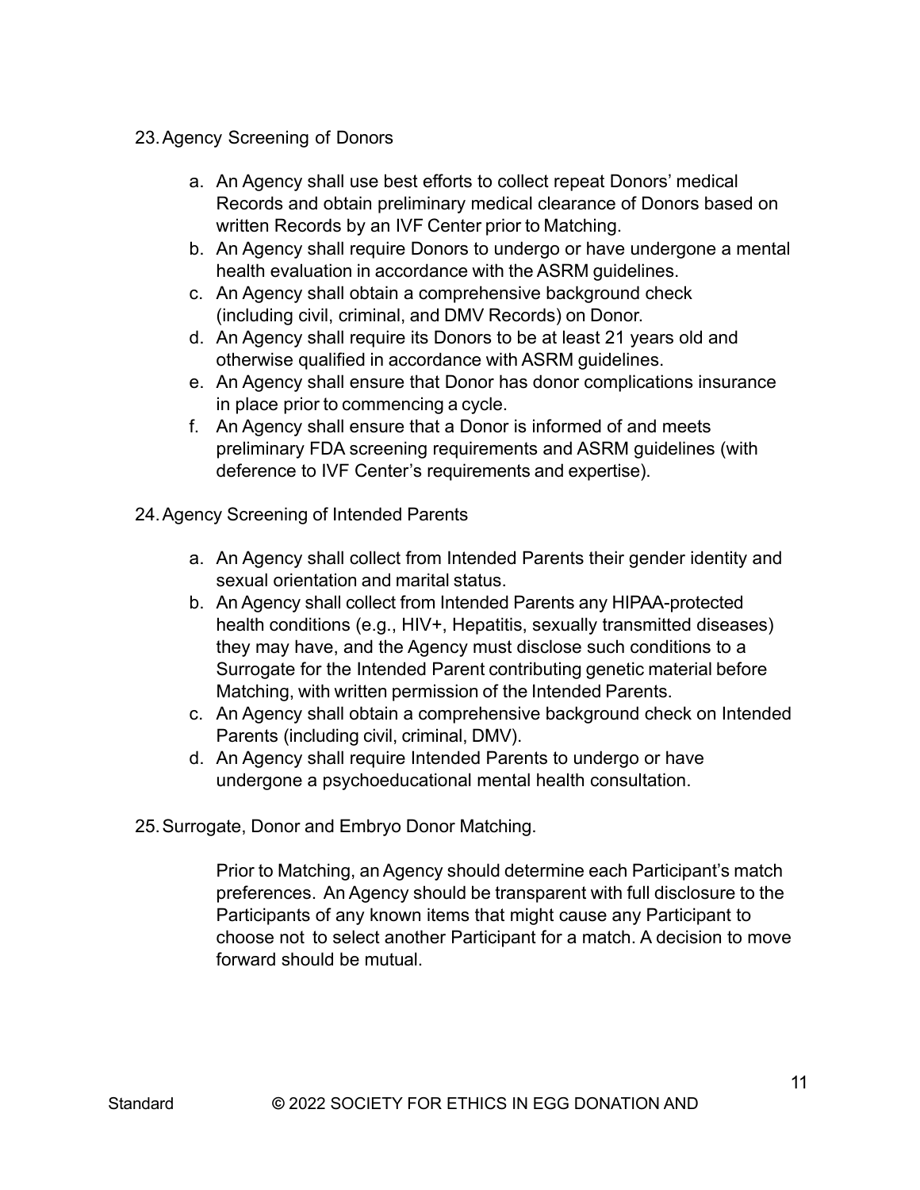23. Agency Screening of Donors

    a. An Agency shall use best efforts to collect repeat Donors' medical Records and obtain preliminary medical clearance of Donors based on written Records by an IVF Center prior to Matching.
    b. An Agency shall require Donors to undergo or have undergone a mental health evaluation in accordance with the ASRM guidelines.
    c. An Agency shall obtain a comprehensive background check (including civil, criminal, and DMV Records) on Donor.
    d. An Agency shall require its Donors to be at least 21 years old and otherwise qualified in accordance with ASRM guidelines.
    e. An Agency shall ensure that Donor has donor complications insurance in place prior to commencing a cycle.
    f. An Agency shall ensure that a Donor is informed of and meets preliminary FDA screening requirements and ASRM guidelines (with deference to IVF Center's requirements and expertise).

24. Agency Screening of Intended Parents

    a. An Agency shall collect from Intended Parents their gender identity and sexual orientation and marital status.
    b. An Agency shall collect from Intended Parents any HIPAA-protected health conditions (e.g., HIV+, Hepatitis, sexually transmitted diseases) they may have, and the Agency must disclose such conditions to a Surrogate for the Intended Parent contributing genetic material before Matching, with written permission of the Intended Parents.
    c. An Agency shall obtain a comprehensive background check on Intended Parents (including civil, criminal, DMV).
    d. An Agency shall require Intended Parents to undergo or have undergone a psychoeducational mental health consultation.

25. Surrogate, Donor and Embryo Donor Matching.

    Prior to Matching, an Agency should determine each Participant's match preferences. An Agency should be transparent with full disclosure to the Participants of any known items that might cause any Participant to choose not to select another Participant for a match. A decision to move forward should be mutual.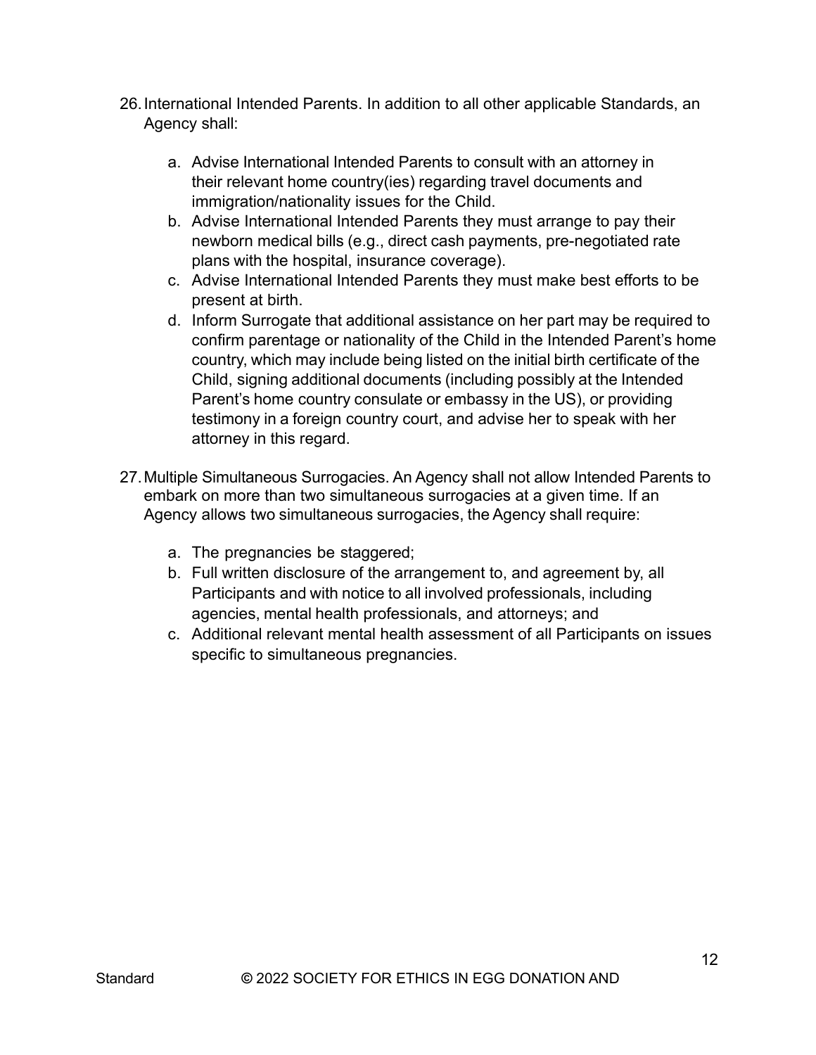26. International Intended Parents. In addition to all other applicable Standards, an Agency shall:

    a. Advise International Intended Parents to consult with an attorney in their relevant home country(ies) regarding travel documents and immigration/nationality issues for the Child.
    b. Advise International Intended Parents they must arrange to pay their newborn medical bills (e.g., direct cash payments, pre-negotiated rate plans with the hospital, insurance coverage).
    c. Advise International Intended Parents they must make best efforts to be present at birth.
    d. Inform Surrogate that additional assistance on her part may be required to confirm parentage or nationality of the Child in the Intended Parent's home country, which may include being listed on the initial birth certificate of the Child, signing additional documents (including possibly at the Intended Parent's home country consulate or embassy in the US), or providing testimony in a foreign country court, and advise her to speak with her attorney in this regard.

27. Multiple Simultaneous Surrogacies. An Agency shall not allow Intended Parents to embark on more than two simultaneous surrogacies at a given time. If an Agency allows two simultaneous surrogacies, the Agency shall require:

    a. The pregnancies be staggered;
    b. Full written disclosure of the arrangement to, and agreement by, all Participants and with notice to all involved professionals, including agencies, mental health professionals, and attorneys; and
    c. Additional relevant mental health assessment of all Participants on issues specific to simultaneous pregnancies.